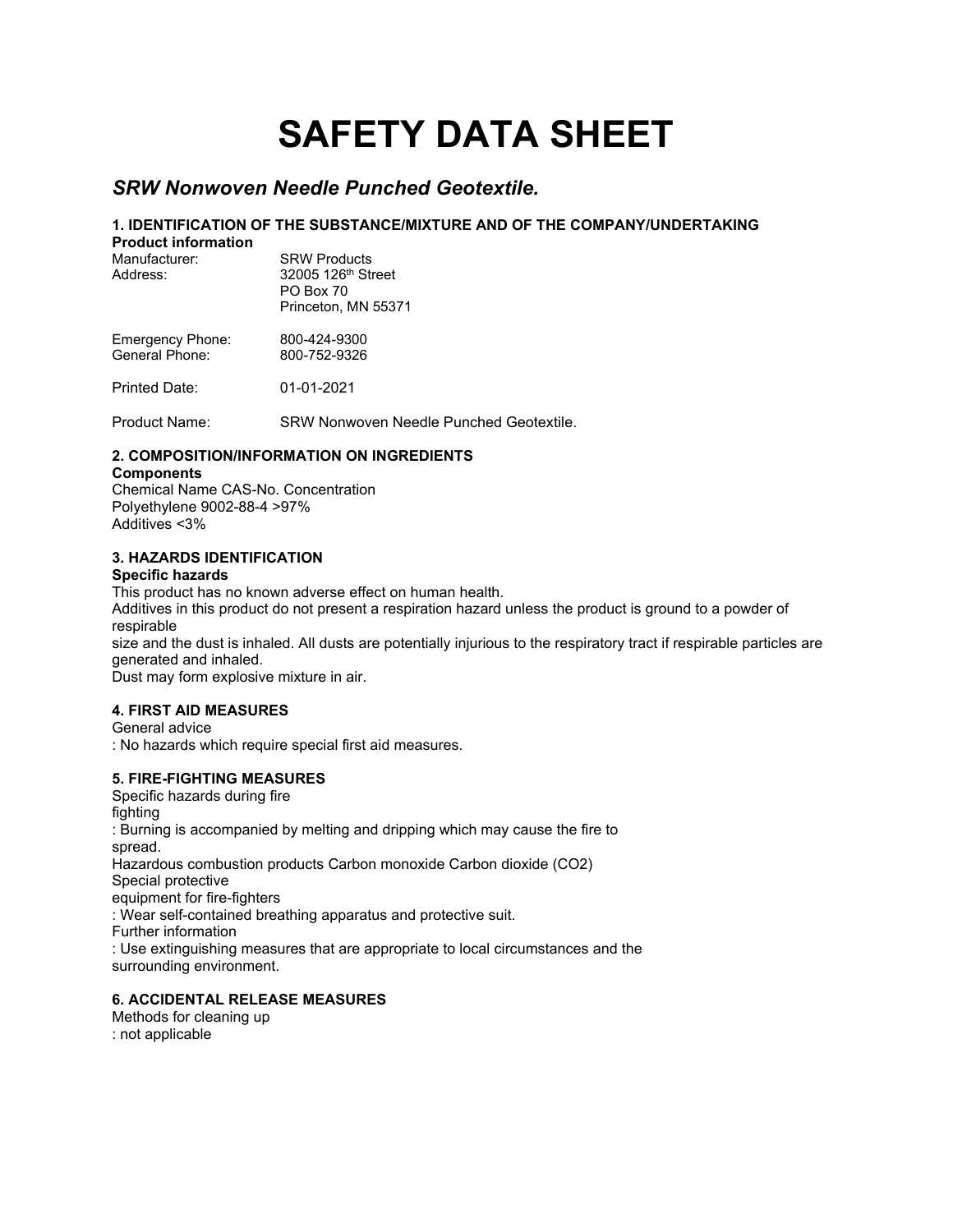# SAFETY DATA SHEET

## *SRW Nonwoven Needle Punched Geotextile.*

### 1. IDENTIFICATION OF THE SUBSTANCE/MIXTURE AND OF THE COMPANY/UNDERTAKING

**Product information**

| | |
|---|---|
| Manufacturer: | SRW Products |
| Address: | 32005 126th Street<br>PO Box 70<br>Princeton, MN 55371 |
| Emergency Phone: | 800-424-9300 |
| General Phone: | 800-752-9326 |
| Printed Date: | 01-01-2021 |
| Product Name: | SRW Nonwoven Needle Punched Geotextile. |

### 2. COMPOSITION/INFORMATION ON INGREDIENTS

**Components**

Chemical Name CAS-No. Concentration
Polyethylene 9002-88-4 >97%
Additives <3%

### 3. HAZARDS IDENTIFICATION

**Specific hazards**

This product has no known adverse effect on human health.
Additives in this product do not present a respiration hazard unless the product is ground to a powder of respirable
size and the dust is inhaled. All dusts are potentially injurious to the respiratory tract if respirable particles are generated and inhaled.
Dust may form explosive mixture in air.

### 4. FIRST AID MEASURES

General advice
: No hazards which require special first aid measures.

### 5. FIRE-FIGHTING MEASURES

Specific hazards during fire
fighting
: Burning is accompanied by melting and dripping which may cause the fire to
spread.
Hazardous combustion products Carbon monoxide Carbon dioxide ($CO_2$)
Special protective
equipment for fire-fighters
: Wear self-contained breathing apparatus and protective suit.
Further information
: Use extinguishing measures that are appropriate to local circumstances and the
surrounding environment.

### 6. ACCIDENTAL RELEASE MEASURES

Methods for cleaning up
: not applicable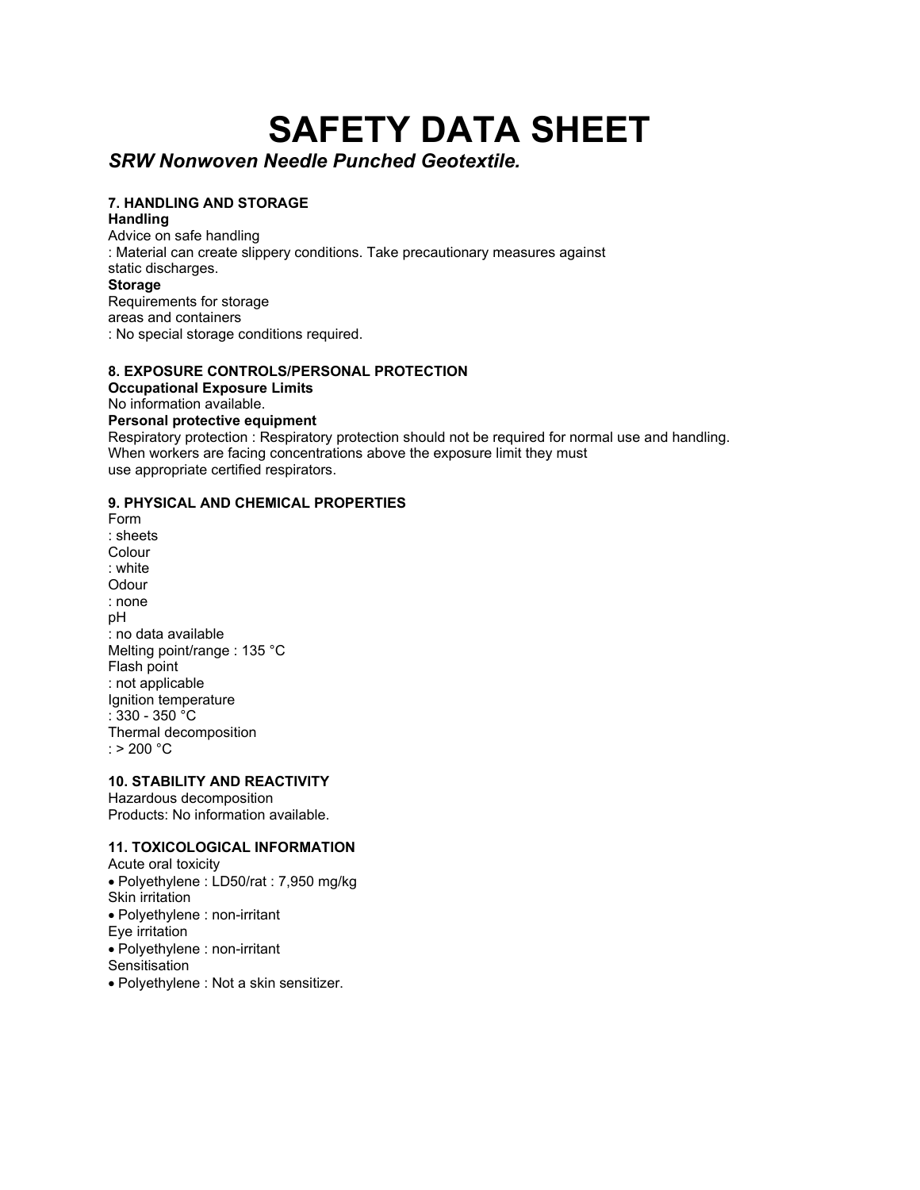# SAFETY DATA SHEET

***SRW Nonwoven Needle Punched Geotextile.***

### 7. HANDLING AND STORAGE

**Handling**

Advice on safe handling
: Material can create slippery conditions. Take precautionary measures against static discharges.

**Storage**

Requirements for storage areas and containers
: No special storage conditions required.

### 8. EXPOSURE CONTROLS/PERSONAL PROTECTION

**Occupational Exposure Limits**

No information available.

**Personal protective equipment**

Respiratory protection : Respiratory protection should not be required for normal use and handling. When workers are facing concentrations above the exposure limit they must use appropriate certified respirators.

### 9. PHYSICAL AND CHEMICAL PROPERTIES

Form
: sheets

Colour
: white

Odour
: none

pH
: no data available

Melting point/range : 135 °C

Flash point
: not applicable

Ignition temperature
: 330 - 350 °C

Thermal decomposition
: > 200 °C

### 10. STABILITY AND REACTIVITY

Hazardous decomposition
Products: No information available.

### 11. TOXICOLOGICAL INFORMATION

Acute oral toxicity

- Polyethylene : LD50/rat : 7,950 mg/kg

Skin irritation

- Polyethylene : non-irritant

Eye irritation

- Polyethylene : non-irritant

Sensitisation

- Polyethylene : Not a skin sensitizer.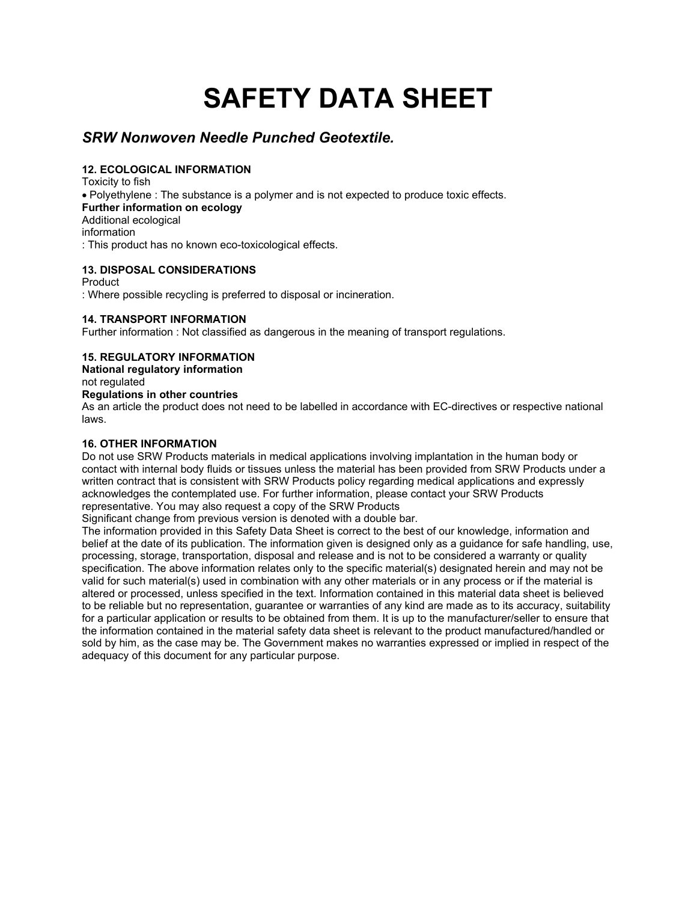# SAFETY DATA SHEET

## *SRW Nonwoven Needle Punched Geotextile.*

### 12. ECOLOGICAL INFORMATION

Toxicity to fish

- Polyethylene : The substance is a polymer and is not expected to produce toxic effects.

**Further information on ecology**

Additional ecological
information
: This product has no known eco-toxicological effects.

### 13. DISPOSAL CONSIDERATIONS

Product
: Where possible recycling is preferred to disposal or incineration.

### 14. TRANSPORT INFORMATION

Further information : Not classified as dangerous in the meaning of transport regulations.

### 15. REGULATORY INFORMATION

**National regulatory information**

not regulated

**Regulations in other countries**

As an article the product does not need to be labelled in accordance with EC-directives or respective national laws.

### 16. OTHER INFORMATION

Do not use SRW Products materials in medical applications involving implantation in the human body or contact with internal body fluids or tissues unless the material has been provided from SRW Products under a written contract that is consistent with SRW Products policy regarding medical applications and expressly acknowledges the contemplated use. For further information, please contact your SRW Products representative. You may also request a copy of the SRW Products
Significant change from previous version is denoted with a double bar.
The information provided in this Safety Data Sheet is correct to the best of our knowledge, information and belief at the date of its publication. The information given is designed only as a guidance for safe handling, use, processing, storage, transportation, disposal and release and is not to be considered a warranty or quality specification. The above information relates only to the specific material(s) designated herein and may not be valid for such material(s) used in combination with any other materials or in any process or if the material is altered or processed, unless specified in the text. Information contained in this material data sheet is believed to be reliable but no representation, guarantee or warranties of any kind are made as to its accuracy, suitability for a particular application or results to be obtained from them. It is up to the manufacturer/seller to ensure that the information contained in the material safety data sheet is relevant to the product manufactured/handled or sold by him, as the case may be. The Government makes no warranties expressed or implied in respect of the adequacy of this document for any particular purpose.